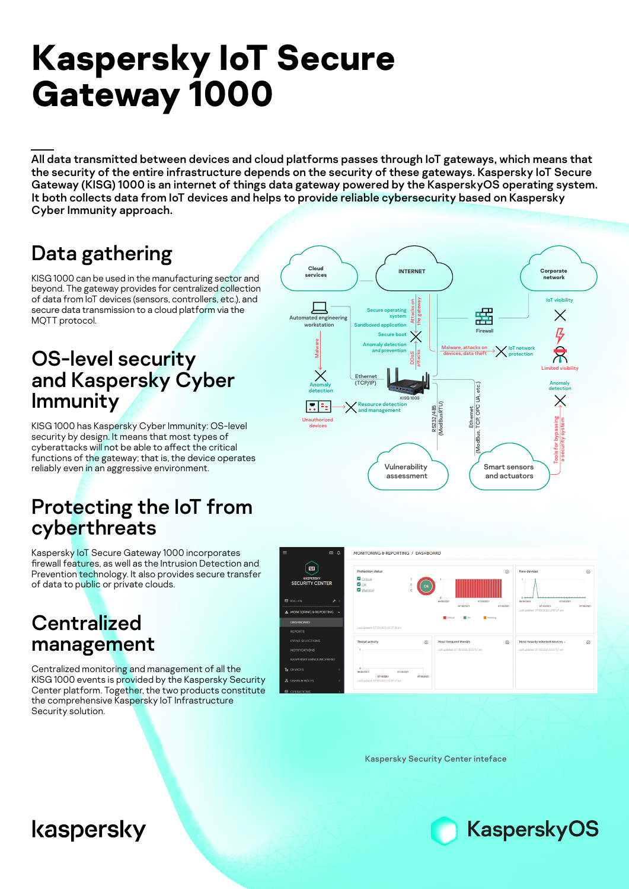# Kaspersky IoT Secure Gateway 1000

All data transmitted between devices and cloud platforms passes through IoT gateways, which means that the security of the entire infrastructure depends on the security of these gateways. Kaspersky IoT Secure Gateway (KISG) 1000 is an internet of things data gateway powered by the KasperskyOS operating system. It both collects data from IoT devices and helps to provide reliable cybersecurity based on Kaspersky Cyber Immunity approach.

## Data gathering

KISG 1000 can be used in the manufacturing sector and beyond. The gateway provides for centralized collection of data from IoT devices (sensors, controllers, etc.), and secure data transmission to a cloud platform via the MQTT protocol.

## OS-level security and Kaspersky Cyber Immunity

KISG 1000 has Kaspersky Cyber Immunity: OS-level security by design. It means that most types of cyberattacks will not be able to affect the critical functions of the gateway; that is, the device operates reliably even in an aggressive environment.

## Protecting the IoT from cyberthreats

Kaspersky IoT Secure Gateway 1000 incorporates firewall features, as well as the Intrusion Detection and Prevention technology. It also provides secure transfer of data to public or private clouds.

## Centralized management

Centralized monitoring and management of all the KISG 1000 events is provided by the Kaspersky Security Center platform. Together, the two products constitute the comprehensive Kaspersky IoT Infrastructure Security solution.

Kaspersky Security Center inteface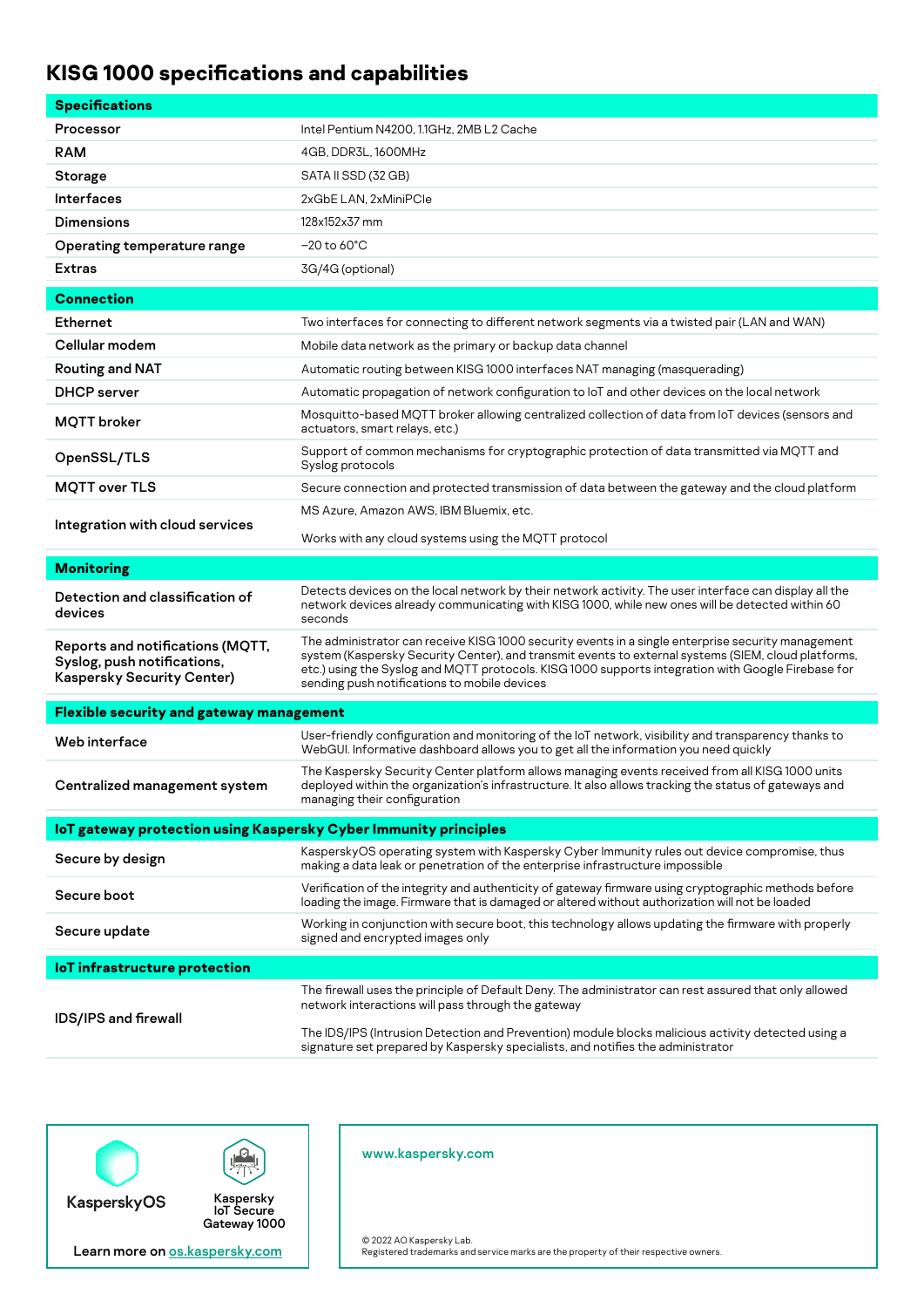## KISG 1000 specifications and capabilities

| | |
|---|---|
| **Specifications** | |
| Processor | Intel Pentium N4200, 1.1GHz, 2MB L2 Cache |
| RAM | 4GB, DDR3L, 1600MHz |
| Storage | SATA II SSD (32 GB) |
| Interfaces | 2xGbE LAN, 2xMiniPCIe |
| Dimensions | 128x152x37 mm |
| Operating temperature range | −20 to 60°C |
| Extras | 3G/4G (optional) |
| **Connection** | |
| Ethernet | Two interfaces for connecting to different network segments via a twisted pair (LAN and WAN) |
| Cellular modem | Mobile data network as the primary or backup data channel |
| Routing and NAT | Automatic routing between KISG 1000 interfaces NAT managing (masquerading) |
| DHCP server | Automatic propagation of network configuration to IoT and other devices on the local network |
| MQTT broker | Mosquitto-based MQTT broker allowing centralized collection of data from IoT devices (sensors and actuators, smart relays, etc.) |
| OpenSSL/TLS | Support of common mechanisms for cryptographic protection of data transmitted via MQTT and Syslog protocols |
| MQTT over TLS | Secure connection and protected transmission of data between the gateway and the cloud platform |
| Integration with cloud services | MS Azure, Amazon AWS, IBM Bluemix, etc.<br><br>Works with any cloud systems using the MQTT protocol |
| **Monitoring** | |
| Detection and classification of devices | Detects devices on the local network by their network activity. The user interface can display all the network devices already communicating with KISG 1000, while new ones will be detected within 60 seconds |
| Reports and notifications (MQTT, Syslog, push notifications, Kaspersky Security Center) | The administrator can receive KISG 1000 security events in a single enterprise security management system (Kaspersky Security Center), and transmit events to external systems (SIEM, cloud platforms, etc.) using the Syslog and MQTT protocols. KISG 1000 supports integration with Google Firebase for sending push notifications to mobile devices |
| **Flexible security and gateway management** | |
| Web interface | User-friendly configuration and monitoring of the IoT network, visibility and transparency thanks to WebGUI. Informative dashboard allows you to get all the information you need quickly |
| Centralized management system | The Kaspersky Security Center platform allows managing events received from all KISG 1000 units deployed within the organization's infrastructure. It also allows tracking the status of gateways and managing their configuration |
| **IoT gateway protection using Kaspersky Cyber Immunity principles** | |
| Secure by design | KasperskyOS operating system with Kaspersky Cyber Immunity rules out device compromise, thus making a data leak or penetration of the enterprise infrastructure impossible |
| Secure boot | Verification of the integrity and authenticity of gateway firmware using cryptographic methods before loading the image. Firmware that is damaged or altered without authorization will not be loaded |
| Secure update | Working in conjunction with secure boot, this technology allows updating the firmware with properly signed and encrypted images only |
| **IoT infrastructure protection** | |
| IDS/IPS and firewall | The firewall uses the principle of Default Deny. The administrator can rest assured that only allowed network interactions will pass through the gateway<br><br>The IDS/IPS (Intrusion Detection and Prevention) module blocks malicious activity detected using a signature set prepared by Kaspersky specialists, and notifies the administrator |

KasperskyOS

Kaspersky IoT Secure Gateway 1000

Learn more on os.kaspersky.com

www.kaspersky.com

© 2022 AO Kaspersky Lab.
Registered trademarks and service marks are the property of their respective owners.